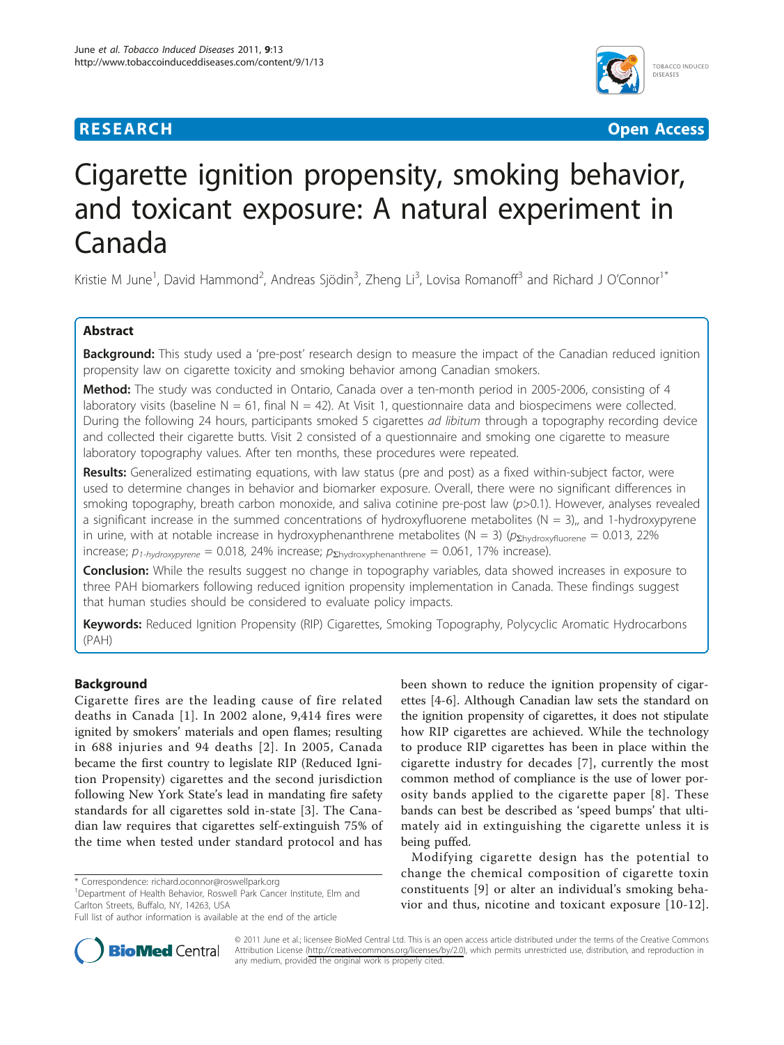**RESEARCH** **Open Access**

# Cigarette ignition propensity, smoking behavior, and toxicant exposure: A natural experiment in Canada

Kristie M June[1], David Hammond[2], Andreas Sjödin[3], Zheng Li[3], Lovisa Romanoff[3] and Richard J O'Connor[1*]

## Abstract

**Background:** This study used a 'pre-post' research design to measure the impact of the Canadian reduced ignition propensity law on cigarette toxicity and smoking behavior among Canadian smokers.

**Method:** The study was conducted in Ontario, Canada over a ten-month period in 2005-2006, consisting of 4 laboratory visits (baseline N = 61, final N = 42). At Visit 1, questionnaire data and biospecimens were collected. During the following 24 hours, participants smoked 5 cigarettes *ad libitum* through a topography recording device and collected their cigarette butts. Visit 2 consisted of a questionnaire and smoking one cigarette to measure laboratory topography values. After ten months, these procedures were repeated.

**Results:** Generalized estimating equations, with law status (pre and post) as a fixed within-subject factor, were used to determine changes in behavior and biomarker exposure. Overall, there were no significant differences in smoking topography, breath carbon monoxide, and saliva cotinine pre-post law ($p$>0.1). However, analyses revealed a significant increase in the summed concentrations of hydroxyfluorene metabolites (N = 3)„ and 1-hydroxypyrene in urine, with at notable increase in hydroxyphenanthrene metabolites (N = 3) ($p_{\Sigma hydroxyfluorene}$ = 0.013, 22% increase; $p_{1\text{-}hydroxypyrene}$ = 0.018, 24% increase; $p_{\Sigma hydroxyphenanthrene}$ = 0.061, 17% increase).

**Conclusion:** While the results suggest no change in topography variables, data showed increases in exposure to three PAH biomarkers following reduced ignition propensity implementation in Canada. These findings suggest that human studies should be considered to evaluate policy impacts.

**Keywords:** Reduced Ignition Propensity (RIP) Cigarettes, Smoking Topography, Polycyclic Aromatic Hydrocarbons (PAH)

## Background

Cigarette fires are the leading cause of fire related deaths in Canada [1]. In 2002 alone, 9,414 fires were ignited by smokers' materials and open flames; resulting in 688 injuries and 94 deaths [2]. In 2005, Canada became the first country to legislate RIP (Reduced Ignition Propensity) cigarettes and the second jurisdiction following New York State's lead in mandating fire safety standards for all cigarettes sold in-state [3]. The Canadian law requires that cigarettes self-extinguish 75% of the time when tested under standard protocol and has been shown to reduce the ignition propensity of cigarettes [4-6]. Although Canadian law sets the standard on the ignition propensity of cigarettes, it does not stipulate how RIP cigarettes are achieved. While the technology to produce RIP cigarettes has been in place within the cigarette industry for decades [7], currently the most common method of compliance is the use of lower porosity bands applied to the cigarette paper [8]. These bands can best be described as 'speed bumps' that ultimately aid in extinguishing the cigarette unless it is being puffed.

Modifying cigarette design has the potential to change the chemical composition of cigarette toxin constituents [9] or alter an individual's smoking behavior and thus, nicotine and toxicant exposure [10-12].

\* Correspondence: richard.oconnor@roswellpark.org
[1]Department of Health Behavior, Roswell Park Cancer Institute, Elm and Carlton Streets, Buffalo, NY, 14263, USA
Full list of author information is available at the end of the article

© 2011 June et al.; licensee BioMed Central Ltd. This is an open access article distributed under the terms of the Creative Commons Attribution License (http://creativecommons.org/licenses/by/2.0), which permits unrestricted use, distribution, and reproduction in any medium, provided the original work is properly cited.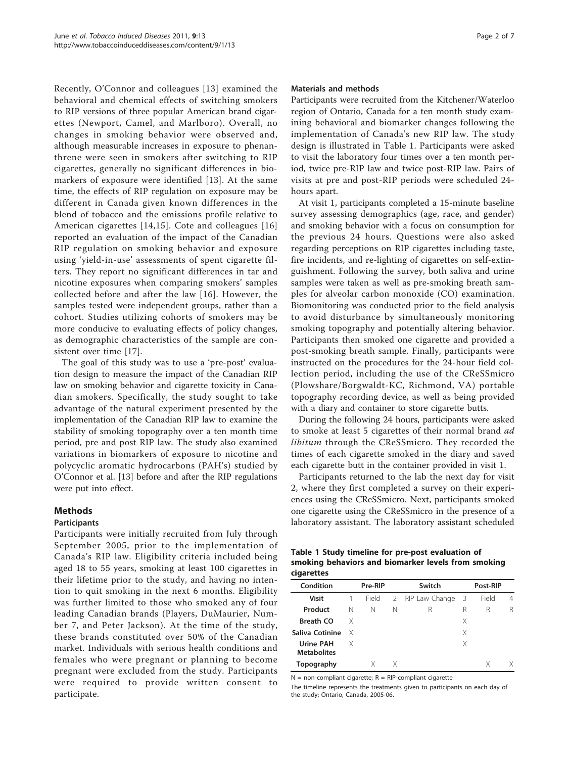Recently, O'Connor and colleagues [13] examined the behavioral and chemical effects of switching smokers to RIP versions of three popular American brand cigarettes (Newport, Camel, and Marlboro). Overall, no changes in smoking behavior were observed and, although measurable increases in exposure to phenanthrene were seen in smokers after switching to RIP cigarettes, generally no significant differences in biomarkers of exposure were identified [13]. At the same time, the effects of RIP regulation on exposure may be different in Canada given known differences in the blend of tobacco and the emissions profile relative to American cigarettes [14,15]. Cote and colleagues [16] reported an evaluation of the impact of the Canadian RIP regulation on smoking behavior and exposure using 'yield-in-use' assessments of spent cigarette filters. They report no significant differences in tar and nicotine exposures when comparing smokers' samples collected before and after the law [16]. However, the samples tested were independent groups, rather than a cohort. Studies utilizing cohorts of smokers may be more conducive to evaluating effects of policy changes, as demographic characteristics of the sample are consistent over time [17].

The goal of this study was to use a 'pre-post' evaluation design to measure the impact of the Canadian RIP law on smoking behavior and cigarette toxicity in Canadian smokers. Specifically, the study sought to take advantage of the natural experiment presented by the implementation of the Canadian RIP law to examine the stability of smoking topography over a ten month time period, pre and post RIP law. The study also examined variations in biomarkers of exposure to nicotine and polycyclic aromatic hydrocarbons (PAH's) studied by O'Connor et al. [13] before and after the RIP regulations were put into effect.

## Methods

### Participants

Participants were initially recruited from July through September 2005, prior to the implementation of Canada's RIP law. Eligibility criteria included being aged 18 to 55 years, smoking at least 100 cigarettes in their lifetime prior to the study, and having no intention to quit smoking in the next 6 months. Eligibility was further limited to those who smoked any of four leading Canadian brands (Players, DuMaurier, Number 7, and Peter Jackson). At the time of the study, these brands constituted over 50% of the Canadian market. Individuals with serious health conditions and females who were pregnant or planning to become pregnant were excluded from the study. Participants were required to provide written consent to participate.

### Materials and methods

Participants were recruited from the Kitchener/Waterloo region of Ontario, Canada for a ten month study examining behavioral and biomarker changes following the implementation of Canada's new RIP law. The study design is illustrated in Table 1. Participants were asked to visit the laboratory four times over a ten month period, twice pre-RIP law and twice post-RIP law. Pairs of visits at pre and post-RIP periods were scheduled 24-hours apart.

At visit 1, participants completed a 15-minute baseline survey assessing demographics (age, race, and gender) and smoking behavior with a focus on consumption for the previous 24 hours. Questions were also asked regarding perceptions on RIP cigarettes including taste, fire incidents, and re-lighting of cigarettes on self-extinguishment. Following the survey, both saliva and urine samples were taken as well as pre-smoking breath samples for alveolar carbon monoxide (CO) examination. Biomonitoring was conducted prior to the field analysis to avoid disturbance by simultaneously monitoring smoking topography and potentially altering behavior. Participants then smoked one cigarette and provided a post-smoking breath sample. Finally, participants were instructed on the procedures for the 24-hour field collection period, including the use of the CReSSmicro (Plowshare/Borgwaldt-KC, Richmond, VA) portable topography recording device, as well as being provided with a diary and container to store cigarette butts.

During the following 24 hours, participants were asked to smoke at least 5 cigarettes of their normal brand *ad libitum* through the CReSSmicro. They recorded the times of each cigarette smoked in the diary and saved each cigarette butt in the container provided in visit 1.

Participants returned to the lab the next day for visit 2, where they first completed a survey on their experiences using the CReSSmicro. Next, participants smoked one cigarette using the CReSSmicro in the presence of a laboratory assistant. The laboratory assistant scheduled

**Table 1 Study timeline for pre-post evaluation of smoking behaviors and biomarker levels from smoking cigarettes**

| Condition | Pre-RIP | | | Switch | Post-RIP | | |
|---|---|---|---|---|---|---|---|
| **Visit** | 1 | Field | 2 | RIP Law Change | 3 | Field | 4 |
| **Product** | N | N | N | R | R | R | R |
| **Breath CO** | X | | | | X | | |
| **Saliva Cotinine** | X | | | | X | | |
| **Urine PAH Metabolites** | X | | | | X | | |
| **Topography** | | X | X | | | X | X |

N = non-compliant cigarette; R = RIP-compliant cigarette

The timeline represents the treatments given to participants on each day of the study; Ontario, Canada, 2005-06.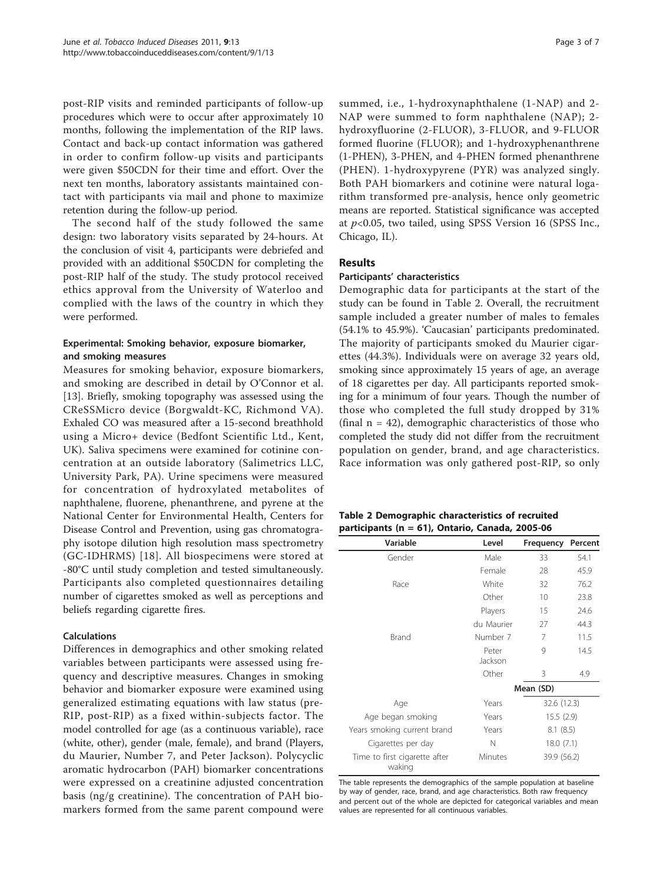post-RIP visits and reminded participants of follow-up procedures which were to occur after approximately 10 months, following the implementation of the RIP laws. Contact and back-up contact information was gathered in order to confirm follow-up visits and participants were given $50CDN for their time and effort. Over the next ten months, laboratory assistants maintained contact with participants via mail and phone to maximize retention during the follow-up period.

The second half of the study followed the same design: two laboratory visits separated by 24-hours. At the conclusion of visit 4, participants were debriefed and provided with an additional $50CDN for completing the post-RIP half of the study. The study protocol received ethics approval from the University of Waterloo and complied with the laws of the country in which they were performed.

### Experimental: Smoking behavior, exposure biomarker, and smoking measures

Measures for smoking behavior, exposure biomarkers, and smoking are described in detail by O'Connor et al. [13]. Briefly, smoking topography was assessed using the CReSSMicro device (Borgwaldt-KC, Richmond VA). Exhaled CO was measured after a 15-second breathhold using a Micro+ device (Bedfont Scientific Ltd., Kent, UK). Saliva specimens were examined for cotinine concentration at an outside laboratory (Salimetrics LLC, University Park, PA). Urine specimens were measured for concentration of hydroxylated metabolites of naphthalene, fluorene, phenanthrene, and pyrene at the National Center for Environmental Health, Centers for Disease Control and Prevention, using gas chromatography isotope dilution high resolution mass spectrometry (GC-IDHRMS) [18]. All biospecimens were stored at -80°C until study completion and tested simultaneously. Participants also completed questionnaires detailing number of cigarettes smoked as well as perceptions and beliefs regarding cigarette fires.

### Calculations

Differences in demographics and other smoking related variables between participants were assessed using frequency and descriptive measures. Changes in smoking behavior and biomarker exposure were examined using generalized estimating equations with law status (pre-RIP, post-RIP) as a fixed within-subjects factor. The model controlled for age (as a continuous variable), race (white, other), gender (male, female), and brand (Players, du Maurier, Number 7, and Peter Jackson). Polycyclic aromatic hydrocarbon (PAH) biomarker concentrations were expressed on a creatinine adjusted concentration basis (ng/g creatinine). The concentration of PAH biomarkers formed from the same parent compound were summed, i.e., 1-hydroxynaphthalene (1-NAP) and 2-NAP were summed to form naphthalene (NAP); 2-hydroxyfluorine (2-FLUOR), 3-FLUOR, and 9-FLUOR formed fluorine (FLUOR); and 1-hydroxyphenanthrene (1-PHEN), 3-PHEN, and 4-PHEN formed phenanthrene (PHEN). 1-hydroxypyrene (PYR) was analyzed singly. Both PAH biomarkers and cotinine were natural logarithm transformed pre-analysis, hence only geometric means are reported. Statistical significance was accepted at $p<0.05$, two tailed, using SPSS Version 16 (SPSS Inc., Chicago, IL).

## Results

### Participants' characteristics

Demographic data for participants at the start of the study can be found in Table 2. Overall, the recruitment sample included a greater number of males to females (54.1% to 45.9%). 'Caucasian' participants predominated. The majority of participants smoked du Maurier cigarettes (44.3%). Individuals were on average 32 years old, smoking since approximately 15 years of age, an average of 18 cigarettes per day. All participants reported smoking for a minimum of four years. Though the number of those who completed the full study dropped by 31% (final n = 42), demographic characteristics of those who completed the study did not differ from the recruitment population on gender, brand, and age characteristics. Race information was only gathered post-RIP, so only

**Table 2 Demographic characteristics of recruited participants (n = 61), Ontario, Canada, 2005-06**

| Variable | Level | Frequency | Percent |
|---|---|---|---|
| Gender | Male | 33 | 54.1 |
| | Female | 28 | 45.9 |
| Race | White | 32 | 76.2 |
| | Other | 10 | 23.8 |
| Brand | Players | 15 | 24.6 |
| | du Maurier | 27 | 44.3 |
| | Number 7 | 7 | 11.5 |
| | Peter Jackson | 9 | 14.5 |
| | Other | 3 | 4.9 |
| | | Mean (SD) | |
| Age | Years | 32.6 (12.3) | |
| Age began smoking | Years | 15.5 (2.9) | |
| Years smoking current brand | Years | 8.1 (8.5) | |
| Cigarettes per day | N | 18.0 (7.1) | |
| Time to first cigarette after waking | Minutes | 39.9 (56.2) | |

The table represents the demographics of the sample population at baseline by way of gender, race, brand, and age characteristics. Both raw frequency and percent out of the whole are depicted for categorical variables and mean values are represented for all continuous variables.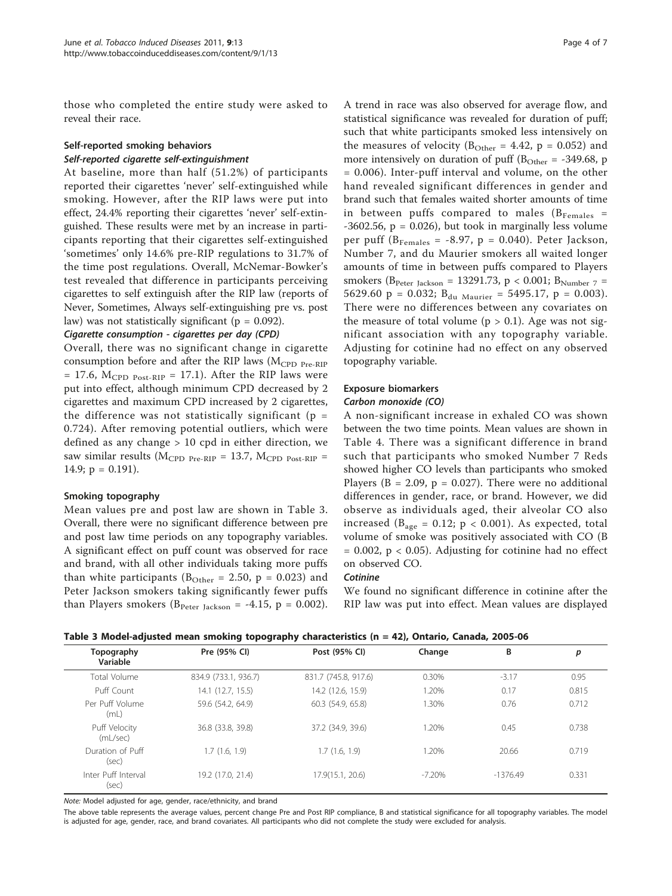those who completed the entire study were asked to reveal their race.

### Self-reported smoking behaviors

#### *Self-reported cigarette self-extinguishment*

At baseline, more than half (51.2%) of participants reported their cigarettes 'never' self-extinguished while smoking. However, after the RIP laws were put into effect, 24.4% reporting their cigarettes 'never' self-extinguished. These results were met by an increase in participants reporting that their cigarettes self-extinguished 'sometimes' only 14.6% pre-RIP regulations to 31.7% of the time post regulations. Overall, McNemar-Bowker's test revealed that difference in participants perceiving cigarettes to self extinguish after the RIP law (reports of Never, Sometimes, Always self-extinguishing pre vs. post law) was not statistically significant ($p = 0.092$).

#### *Cigarette consumption - cigarettes per day (CPD)*

Overall, there was no significant change in cigarette consumption before and after the RIP laws ($M_{CPD\ Pre\text{-}RIP} = 17.6$, $M_{CPD\ Post\text{-}RIP} = 17.1$). After the RIP laws were put into effect, although minimum CPD decreased by 2 cigarettes and maximum CPD increased by 2 cigarettes, the difference was not statistically significant ($p = 0.724$). After removing potential outliers, which were defined as any change > 10 cpd in either direction, we saw similar results ($M_{CPD\ Pre\text{-}RIP} = 13.7$, $M_{CPD\ Post\text{-}RIP} = 14.9$; $p = 0.191$).

### Smoking topography

Mean values pre and post law are shown in Table 3. Overall, there were no significant difference between pre and post law time periods on any topography variables. A significant effect on puff count was observed for race and brand, with all other individuals taking more puffs than white participants ($B_{Other} = 2.50$, $p = 0.023$) and Peter Jackson smokers taking significantly fewer puffs than Players smokers ($B_{Peter\ Jackson} = -4.15$, $p = 0.002$). A trend in race was also observed for average flow, and statistical significance was revealed for duration of puff; such that white participants smoked less intensively on the measures of velocity ($B_{Other} = 4.42$, $p = 0.052$) and more intensively on duration of puff ($B_{Other} = -349.68$, $p = 0.006$). Inter-puff interval and volume, on the other hand revealed significant differences in gender and brand such that females waited shorter amounts of time in between puffs compared to males ($B_{Females} = -3602.56$, $p = 0.026$), but took in marginally less volume per puff ($B_{Females} = -8.97$, $p = 0.040$). Peter Jackson, Number 7, and du Maurier smokers all waited longer amounts of time in between puffs compared to Players smokers ($B_{Peter\ Jackson} = 13291.73$, $p < 0.001$; $B_{Number\ 7} = 5629.60$ $p = 0.032$; $B_{du\ Maurier} = 5495.17$, $p = 0.003$). There were no differences between any covariates on the measure of total volume ($p > 0.1$). Age was not significant association with any topography variable. Adjusting for cotinine had no effect on any observed topography variable.

### Exposure biomarkers

#### *Carbon monoxide (CO)*

A non-significant increase in exhaled CO was shown between the two time points. Mean values are shown in Table 4. There was a significant difference in brand such that participants who smoked Number 7 Reds showed higher CO levels than participants who smoked Players ($B = 2.09$, $p = 0.027$). There were no additional differences in gender, race, or brand. However, we did observe as individuals aged, their alveolar CO also increased ($B_{age} = 0.12$; $p < 0.001$). As expected, total volume of smoke was positively associated with CO ($B = 0.002$, $p < 0.05$). Adjusting for cotinine had no effect on observed CO.

#### *Cotinine*

We found no significant difference in cotinine after the RIP law was put into effect. Mean values are displayed

**Table 3 Model-adjusted mean smoking topography characteristics (n = 42), Ontario, Canada, 2005-06**

| Topography Variable | Pre (95% CI) | Post (95% CI) | Change | B | p |
|---|---|---|---|---|---|
| Total Volume | 834.9 (733.1, 936.7) | 831.7 (745.8, 917.6) | 0.30% | -3.17 | 0.95 |
| Puff Count | 14.1 (12.7, 15.5) | 14.2 (12.6, 15.9) | 1.20% | 0.17 | 0.815 |
| Per Puff Volume (mL) | 59.6 (54.2, 64.9) | 60.3 (54.9, 65.8) | 1.30% | 0.76 | 0.712 |
| Puff Velocity (mL/sec) | 36.8 (33.8, 39.8) | 37.2 (34.9, 39.6) | 1.20% | 0.45 | 0.738 |
| Duration of Puff (sec) | 1.7 (1.6, 1.9) | 1.7 (1.6, 1.9) | 1.20% | 20.66 | 0.719 |
| Inter Puff Interval (sec) | 19.2 (17.0, 21.4) | 17.9(15.1, 20.6) | -7.20% | -1376.49 | 0.331 |

*Note:* Model adjusted for age, gender, race/ethnicity, and brand

The above table represents the average values, percent change Pre and Post RIP compliance, B and statistical significance for all topography variables. The model is adjusted for age, gender, race, and brand covariates. All participants who did not complete the study were excluded for analysis.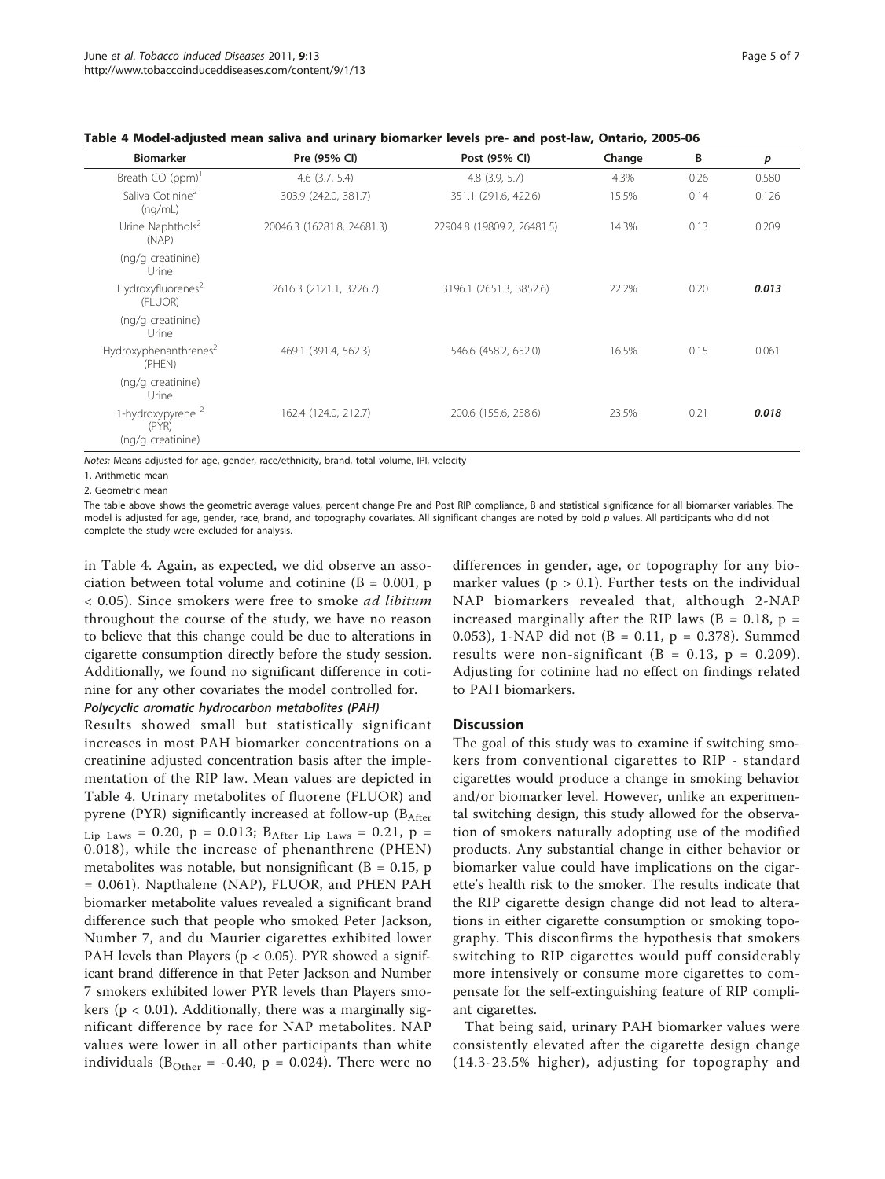**Table 4 Model-adjusted mean saliva and urinary biomarker levels pre- and post-law, Ontario, 2005-06**

| Biomarker | Pre (95% CI) | Post (95% CI) | Change | B | *p* |
|---|---|---|---|---|---|
| Breath CO (ppm)[1] | 4.6 (3.7, 5.4) | 4.8 (3.9, 5.7) | 4.3% | 0.26 | 0.580 |
| Saliva Cotinine[2] (ng/mL) | 303.9 (242.0, 381.7) | 351.1 (291.6, 422.6) | 15.5% | 0.14 | 0.126 |
| Urine Naphthols[2] (NAP) (ng/g creatinine) | 20046.3 (16281.8, 24681.3) | 22904.8 (19809.2, 26481.5) | 14.3% | 0.13 | 0.209 |
| Urine Hydroxyfluorenes[2] (FLUOR) (ng/g creatinine) | 2616.3 (2121.1, 3226.7) | 3196.1 (2651.3, 3852.6) | 22.2% | 0.20 | ***0.013*** |
| Urine Hydroxyphenanthrenes[2] (PHEN) (ng/g creatinine) | 469.1 (391.4, 562.3) | 546.6 (458.2, 652.0) | 16.5% | 0.15 | 0.061 |
| Urine 1-hydroxypyrene [2] (PYR) (ng/g creatinine) | 162.4 (124.0, 212.7) | 200.6 (155.6, 258.6) | 23.5% | 0.21 | ***0.018*** |

*Notes:* Means adjusted for age, gender, race/ethnicity, brand, total volume, IPI, velocity

1. Arithmetic mean

2. Geometric mean

The table above shows the geometric average values, percent change Pre and Post RIP compliance, B and statistical significance for all biomarker variables. The model is adjusted for age, gender, race, brand, and topography covariates. All significant changes are noted by bold *p* values. All participants who did not complete the study were excluded for analysis.

in Table 4. Again, as expected, we did observe an association between total volume and cotinine ($B = 0.001$, $p < 0.05$). Since smokers were free to smoke *ad libitum* throughout the course of the study, we have no reason to believe that this change could be due to alterations in cigarette consumption directly before the study session. Additionally, we found no significant difference in cotinine for any other covariates the model controlled for.

#### *Polycyclic aromatic hydrocarbon metabolites (PAH)*

Results showed small but statistically significant increases in most PAH biomarker concentrations on a creatinine adjusted concentration basis after the implementation of the RIP law. Mean values are depicted in Table 4. Urinary metabolites of fluorene (FLUOR) and pyrene (PYR) significantly increased at follow-up ($B_{After\ Lip\ Laws} = 0.20$, $p = 0.013$; $B_{After\ Lip\ Laws} = 0.21$, $p = 0.018$), while the increase of phenanthrene (PHEN) metabolites was notable, but nonsignificant ($B = 0.15$, $p = 0.061$). Napthalene (NAP), FLUOR, and PHEN PAH biomarker metabolite values revealed a significant brand difference such that people who smoked Peter Jackson, Number 7, and du Maurier cigarettes exhibited lower PAH levels than Players ($p < 0.05$). PYR showed a significant brand difference in that Peter Jackson and Number 7 smokers exhibited lower PYR levels than Players smokers ($p < 0.01$). Additionally, there was a marginally significant difference by race for NAP metabolites. NAP values were lower in all other participants than white individuals ($B_{Other} = -0.40$, $p = 0.024$). There were no differences in gender, age, or topography for any biomarker values ($p > 0.1$). Further tests on the individual NAP biomarkers revealed that, although 2-NAP increased marginally after the RIP laws ($B = 0.18$, $p = 0.053$), 1-NAP did not ($B = 0.11$, $p = 0.378$). Summed results were non-significant ($B = 0.13$, $p = 0.209$). Adjusting for cotinine had no effect on findings related to PAH biomarkers.

## Discussion

The goal of this study was to examine if switching smokers from conventional cigarettes to RIP - standard cigarettes would produce a change in smoking behavior and/or biomarker level. However, unlike an experimental switching design, this study allowed for the observation of smokers naturally adopting use of the modified products. Any substantial change in either behavior or biomarker value could have implications on the cigarette's health risk to the smoker. The results indicate that the RIP cigarette design change did not lead to alterations in either cigarette consumption or smoking topography. This disconfirms the hypothesis that smokers switching to RIP cigarettes would puff considerably more intensively or consume more cigarettes to compensate for the self-extinguishing feature of RIP compliant cigarettes.

That being said, urinary PAH biomarker values were consistently elevated after the cigarette design change (14.3-23.5% higher), adjusting for topography and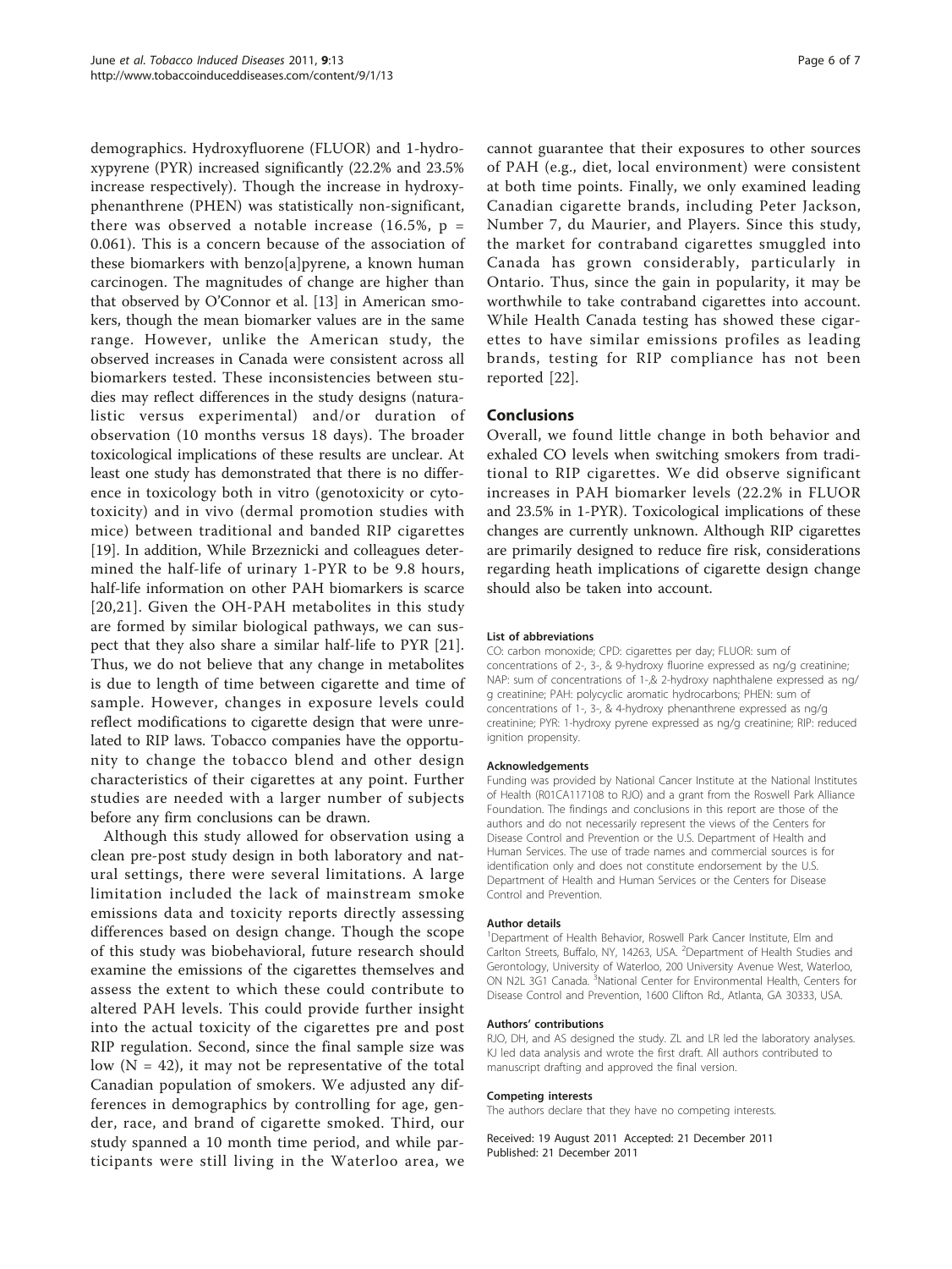demographics. Hydroxyfluorene (FLUOR) and 1-hydroxypyrene (PYR) increased significantly (22.2% and 23.5% increase respectively). Though the increase in hydroxyphenanthrene (PHEN) was statistically non-significant, there was observed a notable increase (16.5%, $p = 0.061$). This is a concern because of the association of these biomarkers with benzo[a]pyrene, a known human carcinogen. The magnitudes of change are higher than that observed by O'Connor et al. [13] in American smokers, though the mean biomarker values are in the same range. However, unlike the American study, the observed increases in Canada were consistent across all biomarkers tested. These inconsistencies between studies may reflect differences in the study designs (naturalistic versus experimental) and/or duration of observation (10 months versus 18 days). The broader toxicological implications of these results are unclear. At least one study has demonstrated that there is no difference in toxicology both in vitro (genotoxicity or cytotoxicity) and in vivo (dermal promotion studies with mice) between traditional and banded RIP cigarettes [19]. In addition, While Brzeznicki and colleagues determined the half-life of urinary 1-PYR to be 9.8 hours, half-life information on other PAH biomarkers is scarce [20,21]. Given the OH-PAH metabolites in this study are formed by similar biological pathways, we can suspect that they also share a similar half-life to PYR [21]. Thus, we do not believe that any change in metabolites is due to length of time between cigarette and time of sample. However, changes in exposure levels could reflect modifications to cigarette design that were unrelated to RIP laws. Tobacco companies have the opportunity to change the tobacco blend and other design characteristics of their cigarettes at any point. Further studies are needed with a larger number of subjects before any firm conclusions can be drawn.

Although this study allowed for observation using a clean pre-post study design in both laboratory and natural settings, there were several limitations. A large limitation included the lack of mainstream smoke emissions data and toxicity reports directly assessing differences based on design change. Though the scope of this study was biobehavioral, future research should examine the emissions of the cigarettes themselves and assess the extent to which these could contribute to altered PAH levels. This could provide further insight into the actual toxicity of the cigarettes pre and post RIP regulation. Second, since the final sample size was low ($N = 42$), it may not be representative of the total Canadian population of smokers. We adjusted any differences in demographics by controlling for age, gender, race, and brand of cigarette smoked. Third, our study spanned a 10 month time period, and while participants were still living in the Waterloo area, we cannot guarantee that their exposures to other sources of PAH (e.g., diet, local environment) were consistent at both time points. Finally, we only examined leading Canadian cigarette brands, including Peter Jackson, Number 7, du Maurier, and Players. Since this study, the market for contraband cigarettes smuggled into Canada has grown considerably, particularly in Ontario. Thus, since the gain in popularity, it may be worthwhile to take contraband cigarettes into account. While Health Canada testing has showed these cigarettes to have similar emissions profiles as leading brands, testing for RIP compliance has not been reported [22].

## Conclusions

Overall, we found little change in both behavior and exhaled CO levels when switching smokers from traditional to RIP cigarettes. We did observe significant increases in PAH biomarker levels (22.2% in FLUOR and 23.5% in 1-PYR). Toxicological implications of these changes are currently unknown. Although RIP cigarettes are primarily designed to reduce fire risk, considerations regarding heath implications of cigarette design change should also be taken into account.

#### List of abbreviations

CO: carbon monoxide; CPD: cigarettes per day; FLUOR: sum of concentrations of 2-, 3-, & 9-hydroxy fluorine expressed as ng/g creatinine; NAP: sum of concentrations of 1-,& 2-hydroxy naphthalene expressed as ng/g creatinine; PAH: polycyclic aromatic hydrocarbons; PHEN: sum of concentrations of 1-, 3-, & 4-hydroxy phenanthrene expressed as ng/g creatinine; PYR: 1-hydroxy pyrene expressed as ng/g creatinine; RIP: reduced ignition propensity.

#### Acknowledgements

Funding was provided by National Cancer Institute at the National Institutes of Health (R01CA117108 to RJO) and a grant from the Roswell Park Alliance Foundation. The findings and conclusions in this report are those of the authors and do not necessarily represent the views of the Centers for Disease Control and Prevention or the U.S. Department of Health and Human Services. The use of trade names and commercial sources is for identification only and does not constitute endorsement by the U.S. Department of Health and Human Services or the Centers for Disease Control and Prevention.

#### Author details

[1]Department of Health Behavior, Roswell Park Cancer Institute, Elm and Carlton Streets, Buffalo, NY, 14263, USA. [2]Department of Health Studies and Gerontology, University of Waterloo, 200 University Avenue West, Waterloo, ON N2L 3G1 Canada. [3]National Center for Environmental Health, Centers for Disease Control and Prevention, 1600 Clifton Rd., Atlanta, GA 30333, USA.

#### Authors' contributions

RJO, DH, and AS designed the study. ZL and LR led the laboratory analyses. KJ led data analysis and wrote the first draft. All authors contributed to manuscript drafting and approved the final version.

#### Competing interests

The authors declare that they have no competing interests.

Received: 19 August 2011 Accepted: 21 December 2011
Published: 21 December 2011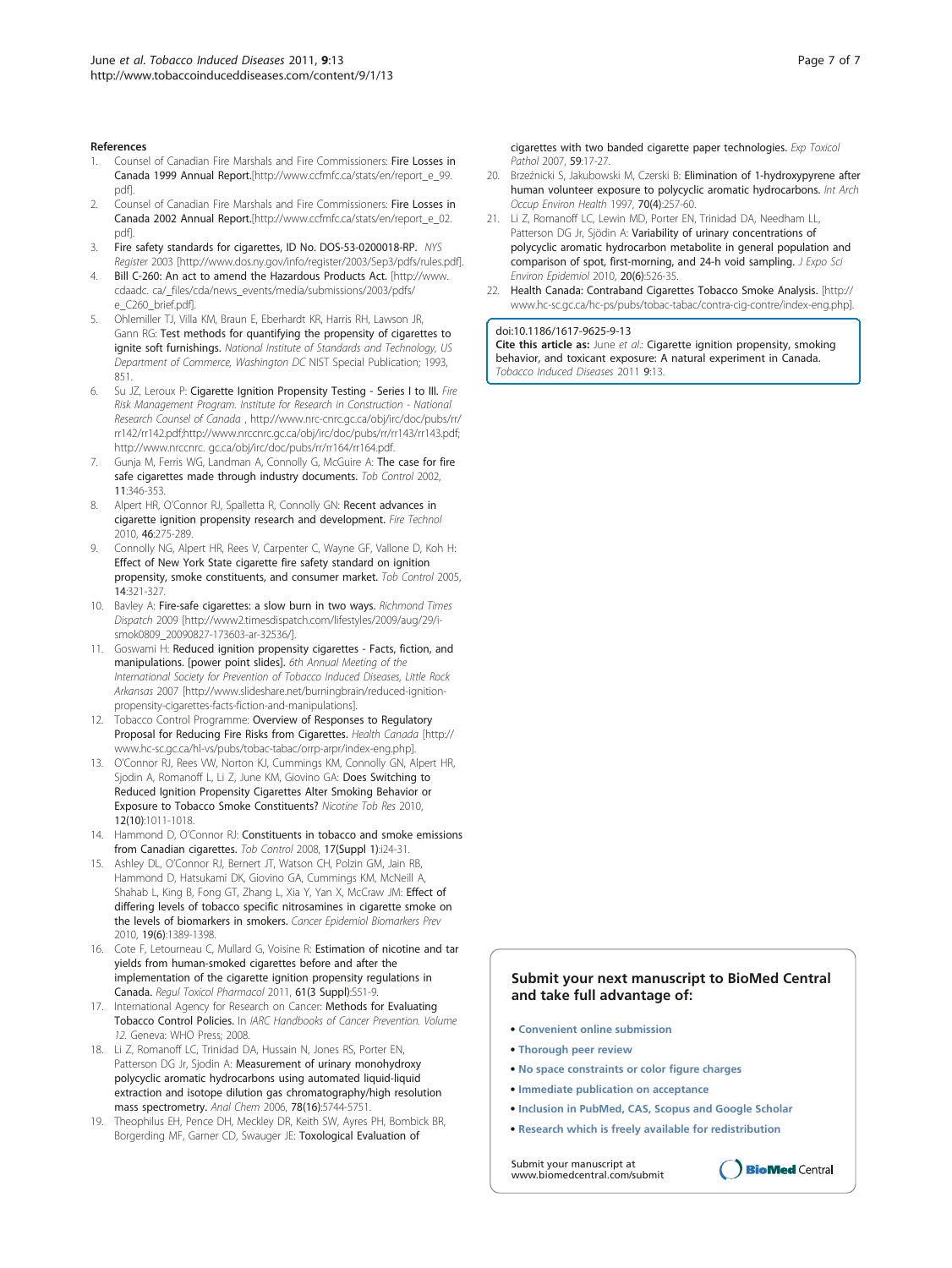## References

1. Counsel of Canadian Fire Marshals and Fire Commissioners: **Fire Losses in Canada 1999 Annual Report.**[http://www.ccfmfc.ca/stats/en/report_e_99.pdf].
2. Counsel of Canadian Fire Marshals and Fire Commissioners: **Fire Losses in Canada 2002 Annual Report.**[http://www.ccfmfc.ca/stats/en/report_e_02.pdf].
3. **Fire safety standards for cigarettes, ID No. DOS-53-0200018-RP.** *NYS Register* 2003 [http://www.dos.ny.gov/info/register/2003/Sep3/pdfs/rules.pdf].
4. **Bill C-260: An act to amend the Hazardous Products Act.** [http://www.cdaadc.ca/_files/cda/news_events/media/submissions/2003/pdfs/e_C260_brief.pdf].
5. Ohlemiller TJ, Villa KM, Braun E, Eberhardt KR, Harris RH, Lawson JR, Gann RG: **Test methods for quantifying the propensity of cigarettes to ignite soft furnishings.** *National Institute of Standards and Technology, US Department of Commerce, Washington DC* NIST Special Publication; 1993, 851.
6. Su JZ, Leroux P: **Cigarette Ignition Propensity Testing - Series I to III.** *Fire Risk Management Program. Institute for Research in Construction - National Research Counsel of Canada*, http://www.nrc-cnrc.gc.ca/obj/irc/doc/pubs/rr/rr142/rr142.pdf;http://www.nrccnrc.gc.ca/obj/irc/doc/pubs/rr/rr143/rr143.pdf; http://www.nrccnrc.gc.ca/obj/irc/doc/pubs/rr/rr164/rr164.pdf.
7. Gunja M, Ferris WG, Landman A, Connolly G, McGuire A: **The case for fire safe cigarettes made through industry documents.** *Tob Control* 2002, **11**:346-353.
8. Alpert HR, O'Connor RJ, Spalletta R, Connolly GN: **Recent advances in cigarette ignition propensity research and development.** *Fire Technol* 2010, **46**:275-289.
9. Connolly NG, Alpert HR, Rees V, Carpenter C, Wayne GF, Vallone D, Koh H: **Effect of New York State cigarette fire safety standard on ignition propensity, smoke constituents, and consumer market.** *Tob Control* 2005, **14**:321-327.
10. Bavley A: **Fire-safe cigarettes: a slow burn in two ways.** *Richmond Times Dispatch* 2009 [http://www2.timesdispatch.com/lifestyles/2009/aug/29/i-smok0809_20090827-173603-ar-32536/].
11. Goswami H: **Reduced ignition propensity cigarettes - Facts, fiction, and manipulations. [power point slides].** *6th Annual Meeting of the International Society for Prevention of Tobacco Induced Diseases, Little Rock Arkansas* 2007 [http://www.slideshare.net/burningbrain/reduced-ignition-propensity-cigarettes-facts-fiction-and-manipulations].
12. Tobacco Control Programme: **Overview of Responses to Regulatory Proposal for Reducing Fire Risks from Cigarettes.** *Health Canada* [http://www.hc-sc.gc.ca/hl-vs/pubs/tobac-tabac/orrp-arpr/index-eng.php].
13. O'Connor RJ, Rees VW, Norton KJ, Cummings KM, Connolly GN, Alpert HR, Sjodin A, Romanoff L, Li Z, June KM, Giovino GA: **Does Switching to Reduced Ignition Propensity Cigarettes Alter Smoking Behavior or Exposure to Tobacco Smoke Constituents?** *Nicotine Tob Res* 2010, **12(10)**:1011-1018.
14. Hammond D, O'Connor RJ: **Constituents in tobacco and smoke emissions from Canadian cigarettes.** *Tob Control* 2008, **17(Suppl 1)**:i24-31.
15. Ashley DL, O'Connor RJ, Bernert JT, Watson CH, Polzin GM, Jain RB, Hammond D, Hatsukami DK, Giovino GA, Cummings KM, McNeill A, Shahab L, King B, Fong GT, Zhang L, Xia Y, Yan X, McCraw JM: **Effect of differing levels of tobacco specific nitrosamines in cigarette smoke on the levels of biomarkers in smokers.** *Cancer Epidemiol Biomarkers Prev* 2010, **19(6)**:1389-1398.
16. Cote F, Letourneau C, Mullard G, Voisine R: **Estimation of nicotine and tar yields from human-smoked cigarettes before and after the implementation of the cigarette ignition propensity regulations in Canada.** *Regul Toxicol Pharmacol* 2011, **61(3 Suppl)**:S51-9.
17. International Agency for Research on Cancer: **Methods for Evaluating Tobacco Control Policies.** In *IARC Handbooks of Cancer Prevention. Volume 12.* Geneva: WHO Press; 2008.
18. Li Z, Romanoff LC, Trinidad DA, Hussain N, Jones RS, Porter EN, Patterson DG Jr, Sjodin A: **Measurement of urinary monohydroxy polycyclic aromatic hydrocarbons using automated liquid-liquid extraction and isotope dilution gas chromatography/high resolution mass spectrometry.** *Anal Chem* 2006, **78(16)**:5744-5751.
19. Theophilus EH, Pence DH, Meckley DR, Keith SW, Ayres PH, Bombick BR, Borgerding MF, Garner CD, Swauger JE: **Toxological Evaluation of cigarettes with two banded cigarette paper technologies.** *Exp Toxicol Pathol* 2007, **59**:17-27.
20. Brzeźnicki S, Jakubowski M, Czerski B: **Elimination of 1-hydroxypyrene after human volunteer exposure to polycyclic aromatic hydrocarbons.** *Int Arch Occup Environ Health* 1997, **70(4)**:257-60.
21. Li Z, Romanoff LC, Lewin MD, Porter EN, Trinidad DA, Needham LL, Patterson DG Jr, Sjödin A: **Variability of urinary concentrations of polycyclic aromatic hydrocarbon metabolite in general population and comparison of spot, first-morning, and 24-h void sampling.** *J Expo Sci Environ Epidemiol* 2010, **20(6)**:526-35.
22. Health Canada: **Contraband Cigarettes Tobacco Smoke Analysis.** [http://www.hc-sc.gc.ca/hc-ps/pubs/tobac-tabac/contra-cig-contre/index-eng.php].

doi:10.1186/1617-9625-9-13
**Cite this article as:** June *et al.*: Cigarette ignition propensity, smoking behavior, and toxicant exposure: A natural experiment in Canada. *Tobacco Induced Diseases* 2011 **9**:13.

**Submit your next manuscript to BioMed Central and take full advantage of:**

- **Convenient online submission**
- **Thorough peer review**
- **No space constraints or color figure charges**
- **Immediate publication on acceptance**
- **Inclusion in PubMed, CAS, Scopus and Google Scholar**
- **Research which is freely available for redistribution**

Submit your manuscript at
www.biomedcentral.com/submit

BioMed Central